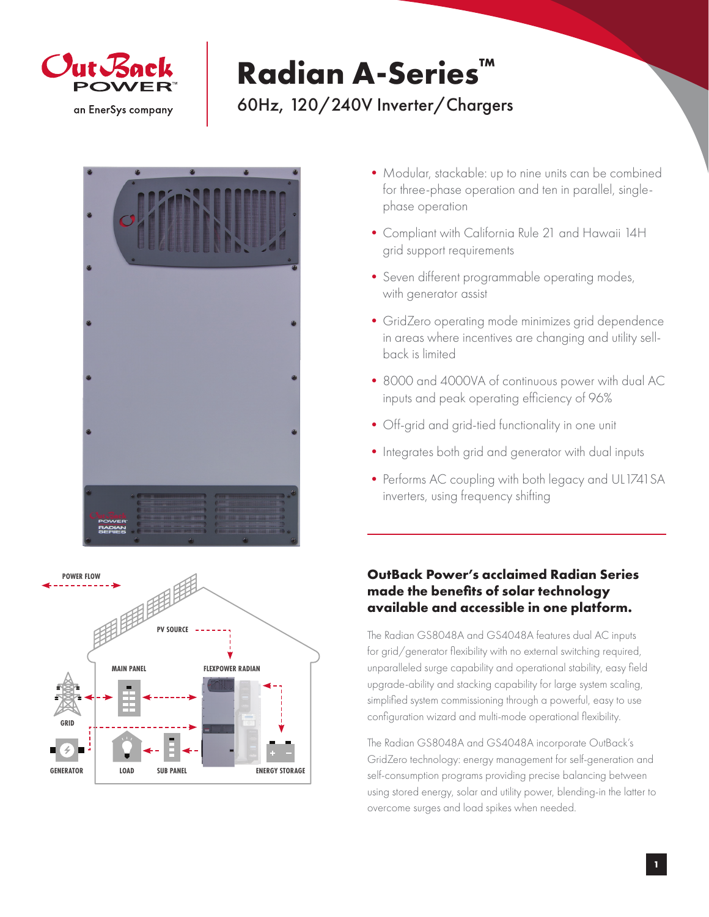# Radian A-Series™

## 60Hz, 120/240V Inverter/Chargers

- Modular, stackable: up to nine units can be combined for three-phase operation and ten in parallel, single-phase operation
- Compliant with California Rule 21 and Hawaii 14H grid support requirements
- Seven different programmable operating modes, with generator assist
- GridZero operating mode minimizes grid dependence in areas where incentives are changing and utility sell-back is limited
- 8000 and 4000VA of continuous power with dual AC inputs and peak operating efficiency of 96%
- Off-grid and grid-tied functionality in one unit
- Integrates both grid and generator with dual inputs
- Performs AC coupling with both legacy and UL1741SA inverters, using frequency shifting

### OutBack Power's acclaimed Radian Series made the benefits of solar technology available and accessible in one platform.

The Radian GS8048A and GS4048A features dual AC inputs for grid/generator flexibility with no external switching required, unparalleled surge capability and operational stability, easy field upgrade-ability and stacking capability for large system scaling, simplified system commissioning through a powerful, easy to use configuration wizard and multi-mode operational flexibility.

The Radian GS8048A and GS4048A incorporate OutBack's GridZero technology: energy management for self-generation and self-consumption programs providing precise balancing between using stored energy, solar and utility power, blending-in the latter to overcome surges and load spikes when needed.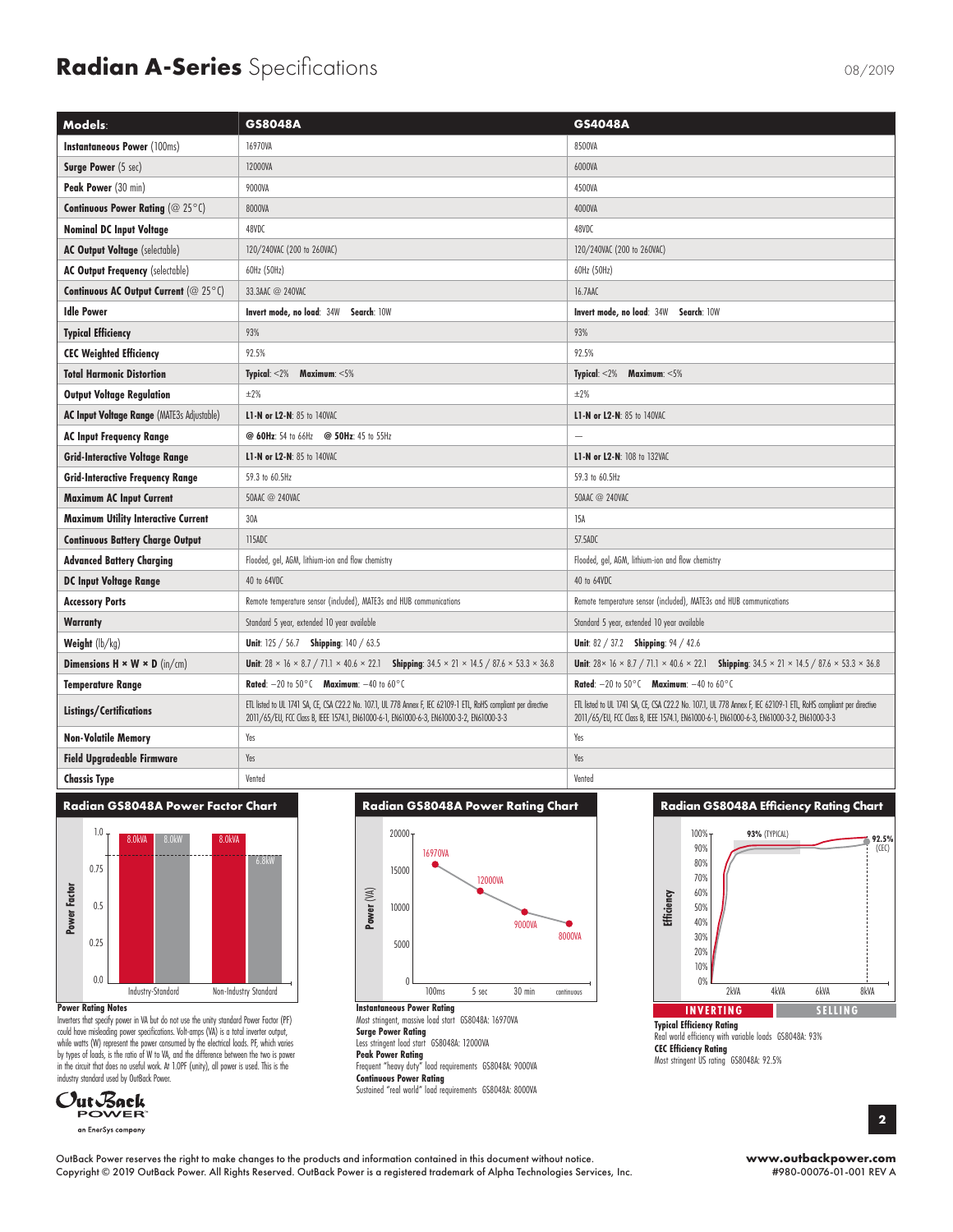# **Radian A-Series** Specifications

08/2019

| **Models**: | **GS8048A** | **GS4048A** |
|---|---|---|
| **Instantaneous Power** (100ms) | 16970VA | 8500VA |
| **Surge Power** (5 sec) | 12000VA | 6000VA |
| **Peak Power** (30 min) | 9000VA | 4500VA |
| **Continuous Power Rating** (@ 25°C) | 8000VA | 4000VA |
| **Nominal DC Input Voltage** | 48VDC | 48VDC |
| **AC Output Voltage** (selectable) | 120/240VAC (200 to 260VAC) | 120/240VAC (200 to 260VAC) |
| **AC Output Frequency** (selectable) | 60Hz (50Hz) | 60Hz (50Hz) |
| **Continuous AC Output Current** (@ 25°C) | 33.3AAC @ 240VAC | 16.7AAC |
| **Idle Power** | **Invert mode, no load**: 34W **Search**: 10W | **Invert mode, no load**: 34W **Search**: 10W |
| **Typical Efficiency** | 93% | 93% |
| **CEC Weighted Efficiency** | 92.5% | 92.5% |
| **Total Harmonic Distortion** | **Typical**: <2% **Maximum**: <5% | **Typical**: <2% **Maximum**: <5% |
| **Output Voltage Regulation** | ±2% | ±2% |
| **AC Input Voltage Range** (MATE3s Adjustable) | **L1-N or L2-N**: 85 to 140VAC | **L1-N or L2-N**: 85 to 140VAC |
| **AC Input Frequency Range** | **@ 60Hz**: 54 to 66Hz **@ 50Hz**: 45 to 55Hz | — |
| **Grid-Interactive Voltage Range** | **L1-N or L2-N**: 85 to 140VAC | **L1-N or L2-N**: 108 to 132VAC |
| **Grid-Interactive Frequency Range** | 59.3 to 60.5Hz | 59.3 to 60.5Hz |
| **Maximum AC Input Current** | 50AAC @ 240VAC | 50AAC @ 240VAC |
| **Maximum Utility Interactive Current** | 30A | 15A |
| **Continuous Battery Charge Output** | 115ADC | 57.5ADC |
| **Advanced Battery Charging** | Flooded, gel, AGM, lithium-ion and flow chemistry | Flooded, gel, AGM, lithium-ion and flow chemistry |
| **DC Input Voltage Range** | 40 to 64VDC | 40 to 64VDC |
| **Accessory Ports** | Remote temperature sensor (included), MATE3s and HUB communications | Remote temperature sensor (included), MATE3s and HUB communications |
| **Warranty** | Standard 5 year, extended 10 year available | Standard 5 year, extended 10 year available |
| **Weight** (lb/kg) | **Unit**: 125 / 56.7 **Shipping**: 140 / 63.5 | **Unit**: 82 / 37.2 **Shipping**: 94 / 42.6 |
| **Dimensions H × W × D** (in/cm) | **Unit**: 28 × 16 × 8.7 / 71.1 × 40.6 × 22.1 **Shipping**: 34.5 × 21 × 14.5 / 87.6 × 53.3 × 36.8 | **Unit**: 28× 16 × 8.7 / 71.1 × 40.6 × 22.1 **Shipping**: 34.5 × 21 × 14.5 / 87.6 × 53.3 × 36.8 |
| **Temperature Range** | **Rated**: −20 to 50°C **Maximum**: −40 to 60°C | **Rated**: −20 to 50°C **Maximum**: −40 to 60°C |
| **Listings/Certifications** | ETL listed to UL 1741 SA, CE, CSA C22.2 No. 107.1, UL 778 Annex F, IEC 62109-1 ETL, RoHS compliant per directive 2011/65/EU, FCC Class B, IEEE 1574.1, EN61000-6-1, EN61000-6-3, EN61000-3-2, EN61000-3-3 | ETL listed to UL 1741 SA, CE, CSA C22.2 No. 107.1, UL 778 Annex F, IEC 62109-1 ETL, RoHS compliant per directive 2011/65/EU, FCC Class B, IEEE 1574.1, EN61000-6-1, EN61000-6-3, EN61000-3-2, EN61000-3-3 |
| **Non-Volatile Memory** | Yes | Yes |
| **Field Upgradeable Firmware** | Yes | Yes |
| **Chassis Type** | Vented | Vented |

## Radian GS8048A Power Factor Chart

Power Factor
1.0
0.75
0.5
0.25
0.0
8.0kVA 8.0kW 8.0kVA 6.8kW
Industry-Standard Non-Industry Standard

**Power Rating Notes**

Inverters that specify power in VA but do not use the unity standard Power Factor (PF) could have misleading power specifications. Volt-amps (VA) is a total inverter output, while watts (W) represent the power consumed by the electrical loads. PF, which varies by types of loads, is the ratio of W to VA, and the difference between the two is power in the circuit that does no useful work. At 1.0PF (unity), all power is used. This is the industry standard used by OutBack Power.

## Radian GS8048A Power Rating Chart

Power (VA)
20000
15000
10000
5000
0
16970VA
12000VA
9000VA
8000VA
100ms 5 sec 30 min continuous

**Instantaneous Power Rating**
Most stringent, massive load start GS8048A: 16970VA

**Surge Power Rating**
Less stringent load start GS8048A: 12000VA

**Peak Power Rating**
Frequent "heavy duty" load requirements GS8048A: 9000VA

**Continuous Power Rating**
Sustained "real world" load requirements GS8048A: 8000VA

## Radian GS8048A Efficiency Rating Chart

Efficiency
100%
90%
80%
70%
60%
50%
40%
30%
20%
10%
0%
93% (TYPICAL)
92.5% (CEC)
2kVA 4kVA 6kVA 8kVA
INVERTING SELLING

**Typical Efficiency Rating**
Real world efficiency with variable loads GS8048A: 93%

**CEC Efficiency Rating**
Most stringent US rating GS8048A: 92.5%

OutBack POWER
an EnerSys company

OutBack Power reserves the right to make changes to the products and information contained in this document without notice.
Copyright © 2019 OutBack Power. All Rights Reserved. OutBack Power is a registered trademark of Alpha Technologies Services, Inc.

**www.outbackpower.com**
#980-00076-01-001 REV A